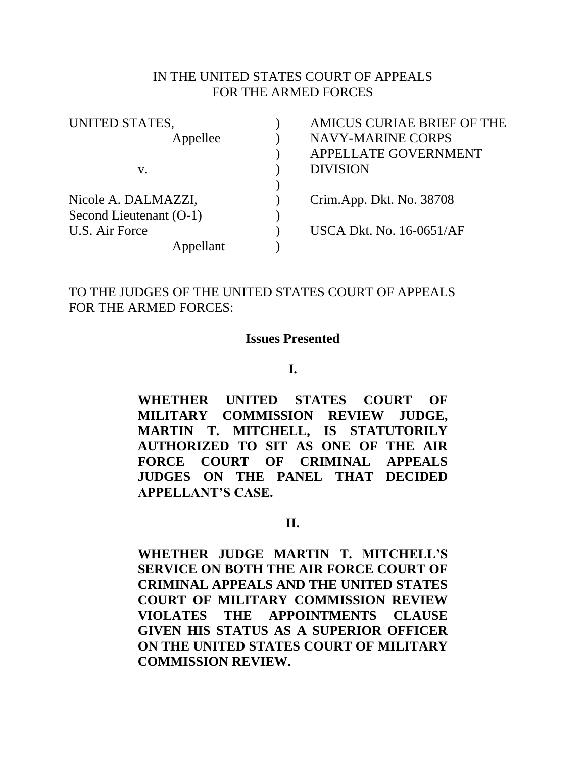IN THE UNITED STATES COURT OF APPEALS
FOR THE ARMED FORCES

| | | |
|---|---|---|
| UNITED STATES, | ) | AMICUS CURIAE BRIEF OF THE |
| Appellee | ) | NAVY-MARINE CORPS |
| | ) | APPELLATE GOVERNMENT |
| v. | ) | DIVISION |
| | ) | |
| Nicole A. DALMAZZI, | ) | Crim.App. Dkt. No. 38708 |
| Second Lieutenant (O-1) | ) | |
| U.S. Air Force | ) | USCA Dkt. No. 16-0651/AF |
| Appellant | ) | |

TO THE JUDGES OF THE UNITED STATES COURT OF APPEALS FOR THE ARMED FORCES:

## Issues Presented

### I.

**WHETHER UNITED STATES COURT OF MILITARY COMMISSION REVIEW JUDGE, MARTIN T. MITCHELL, IS STATUTORILY AUTHORIZED TO SIT AS ONE OF THE AIR FORCE COURT OF CRIMINAL APPEALS JUDGES ON THE PANEL THAT DECIDED APPELLANT'S CASE.**

### II.

**WHETHER JUDGE MARTIN T. MITCHELL'S SERVICE ON BOTH THE AIR FORCE COURT OF CRIMINAL APPEALS AND THE UNITED STATES COURT OF MILITARY COMMISSION REVIEW VIOLATES THE APPOINTMENTS CLAUSE GIVEN HIS STATUS AS A SUPERIOR OFFICER ON THE UNITED STATES COURT OF MILITARY COMMISSION REVIEW.**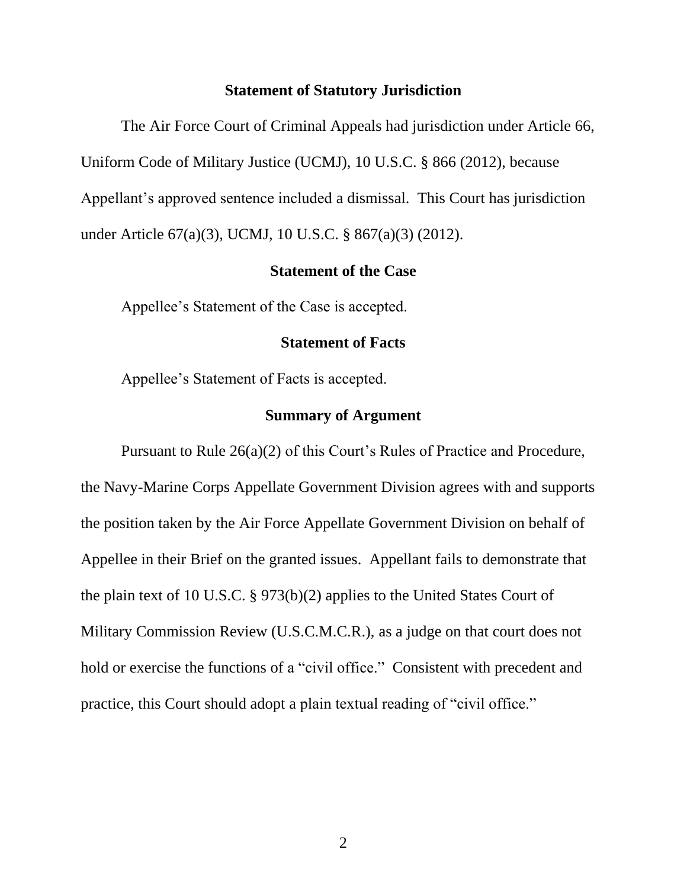## Statement of Statutory Jurisdiction

The Air Force Court of Criminal Appeals had jurisdiction under Article 66, Uniform Code of Military Justice (UCMJ), 10 U.S.C. § 866 (2012), because Appellant's approved sentence included a dismissal. This Court has jurisdiction under Article 67(a)(3), UCMJ, 10 U.S.C. § 867(a)(3) (2012).

## Statement of the Case

Appellee's Statement of the Case is accepted.

## Statement of Facts

Appellee's Statement of Facts is accepted.

## Summary of Argument

Pursuant to Rule 26(a)(2) of this Court's Rules of Practice and Procedure, the Navy-Marine Corps Appellate Government Division agrees with and supports the position taken by the Air Force Appellate Government Division on behalf of Appellee in their Brief on the granted issues. Appellant fails to demonstrate that the plain text of 10 U.S.C. § 973(b)(2) applies to the United States Court of Military Commission Review (U.S.C.M.C.R.), as a judge on that court does not hold or exercise the functions of a "civil office." Consistent with precedent and practice, this Court should adopt a plain textual reading of "civil office."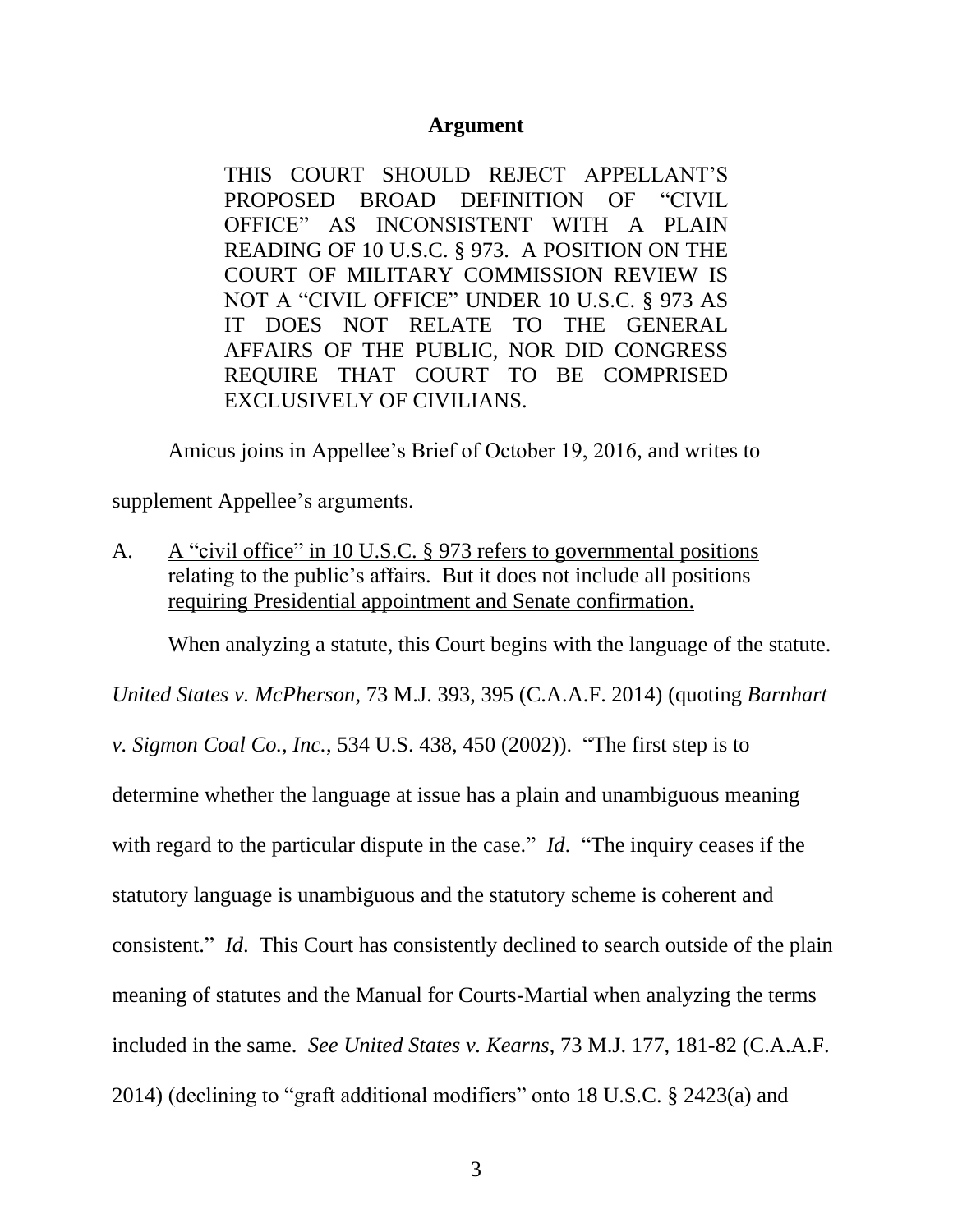## Argument

THIS COURT SHOULD REJECT APPELLANT'S PROPOSED BROAD DEFINITION OF "CIVIL OFFICE" AS INCONSISTENT WITH A PLAIN READING OF 10 U.S.C. § 973. A POSITION ON THE COURT OF MILITARY COMMISSION REVIEW IS NOT A "CIVIL OFFICE" UNDER 10 U.S.C. § 973 AS IT DOES NOT RELATE TO THE GENERAL AFFAIRS OF THE PUBLIC, NOR DID CONGRESS REQUIRE THAT COURT TO BE COMPRISED EXCLUSIVELY OF CIVILIANS.

Amicus joins in Appellee's Brief of October 19, 2016, and writes to supplement Appellee's arguments.

A. <u>A "civil office" in 10 U.S.C. § 973 refers to governmental positions relating to the public's affairs. But it does not include all positions requiring Presidential appointment and Senate confirmation.</u>

When analyzing a statute, this Court begins with the language of the statute. *United States v. McPherson*, 73 M.J. 393, 395 (C.A.A.F. 2014) (quoting *Barnhart v. Sigmon Coal Co., Inc.*, 534 U.S. 438, 450 (2002)). "The first step is to determine whether the language at issue has a plain and unambiguous meaning with regard to the particular dispute in the case." *Id*. "The inquiry ceases if the statutory language is unambiguous and the statutory scheme is coherent and consistent." *Id*. This Court has consistently declined to search outside of the plain meaning of statutes and the Manual for Courts-Martial when analyzing the terms included in the same. *See United States v. Kearns*, 73 M.J. 177, 181-82 (C.A.A.F. 2014) (declining to "graft additional modifiers" onto 18 U.S.C. § 2423(a) and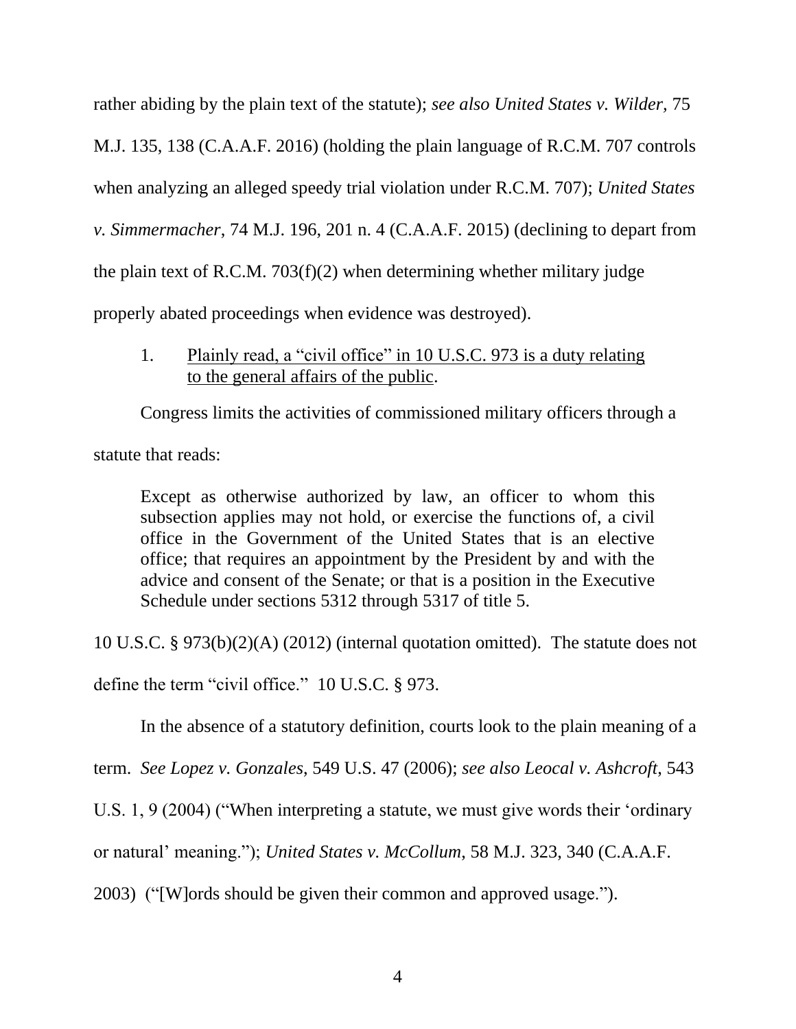rather abiding by the plain text of the statute); *see also United States v. Wilder*, 75 M.J. 135, 138 (C.A.A.F. 2016) (holding the plain language of R.C.M. 707 controls when analyzing an alleged speedy trial violation under R.C.M. 707); *United States v. Simmermacher*, 74 M.J. 196, 201 n. 4 (C.A.A.F. 2015) (declining to depart from the plain text of R.C.M. 703(f)(2) when determining whether military judge properly abated proceedings when evidence was destroyed).

1. <u>Plainly read, a "civil office" in 10 U.S.C. 973 is a duty relating to the general affairs of the public</u>.

Congress limits the activities of commissioned military officers through a statute that reads:

> Except as otherwise authorized by law, an officer to whom this subsection applies may not hold, or exercise the functions of, a civil office in the Government of the United States that is an elective office; that requires an appointment by the President by and with the advice and consent of the Senate; or that is a position in the Executive Schedule under sections 5312 through 5317 of title 5.

10 U.S.C. § 973(b)(2)(A) (2012) (internal quotation omitted). The statute does not define the term "civil office." 10 U.S.C. § 973.

In the absence of a statutory definition, courts look to the plain meaning of a term. *See Lopez v. Gonzales*, 549 U.S. 47 (2006); *see also Leocal v. Ashcroft*, 543 U.S. 1, 9 (2004) ("When interpreting a statute, we must give words their 'ordinary or natural' meaning."); *United States v. McCollum*, 58 M.J. 323, 340 (C.A.A.F. 2003) ("[W]ords should be given their common and approved usage.").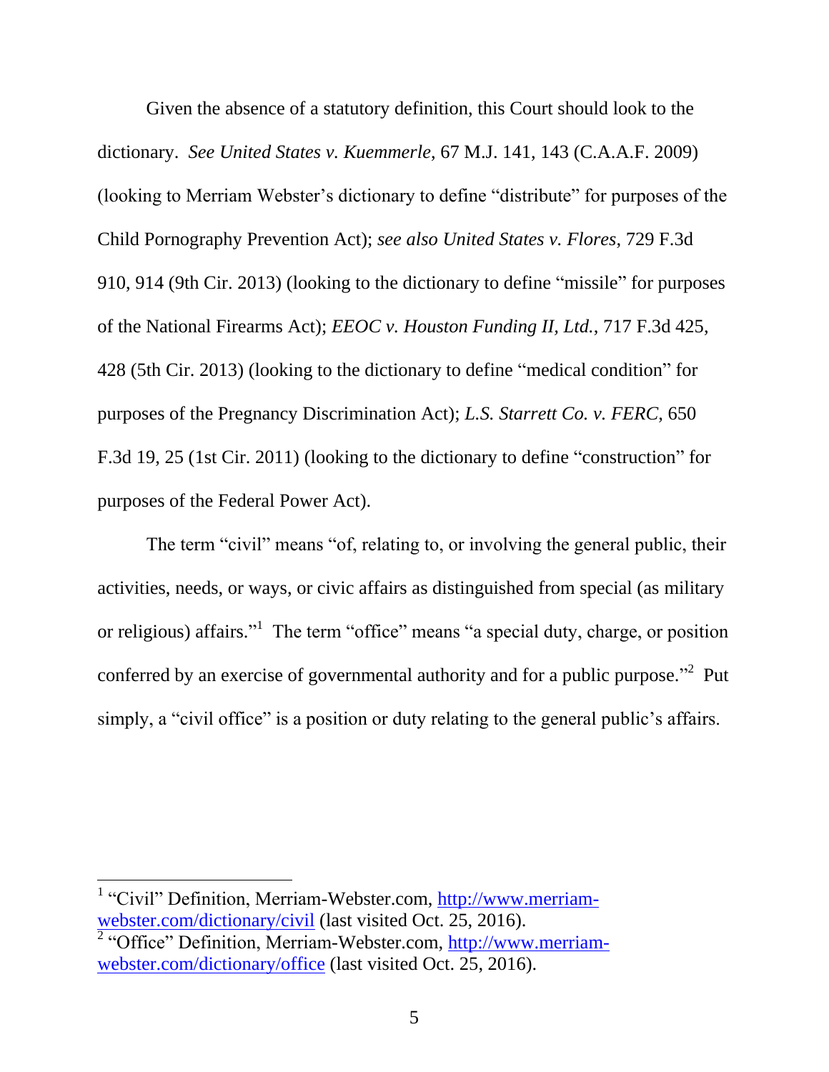Given the absence of a statutory definition, this Court should look to the dictionary. *See United States v. Kuemmerle*, 67 M.J. 141, 143 (C.A.A.F. 2009) (looking to Merriam Webster's dictionary to define "distribute" for purposes of the Child Pornography Prevention Act); *see also United States v. Flores*, 729 F.3d 910, 914 (9th Cir. 2013) (looking to the dictionary to define "missile" for purposes of the National Firearms Act); *EEOC v. Houston Funding II, Ltd.*, 717 F.3d 425, 428 (5th Cir. 2013) (looking to the dictionary to define "medical condition" for purposes of the Pregnancy Discrimination Act); *L.S. Starrett Co. v. FERC*, 650 F.3d 19, 25 (1st Cir. 2011) (looking to the dictionary to define "construction" for purposes of the Federal Power Act).

The term "civil" means "of, relating to, or involving the general public, their activities, needs, or ways, or civic affairs as distinguished from special (as military or religious) affairs."[1] The term "office" means "a special duty, charge, or position conferred by an exercise of governmental authority and for a public purpose."[2] Put simply, a "civil office" is a position or duty relating to the general public's affairs.

---

[1] "Civil" Definition, Merriam-Webster.com, http://www.merriam-webster.com/dictionary/civil (last visited Oct. 25, 2016).

[2] "Office" Definition, Merriam-Webster.com, http://www.merriam-webster.com/dictionary/office (last visited Oct. 25, 2016).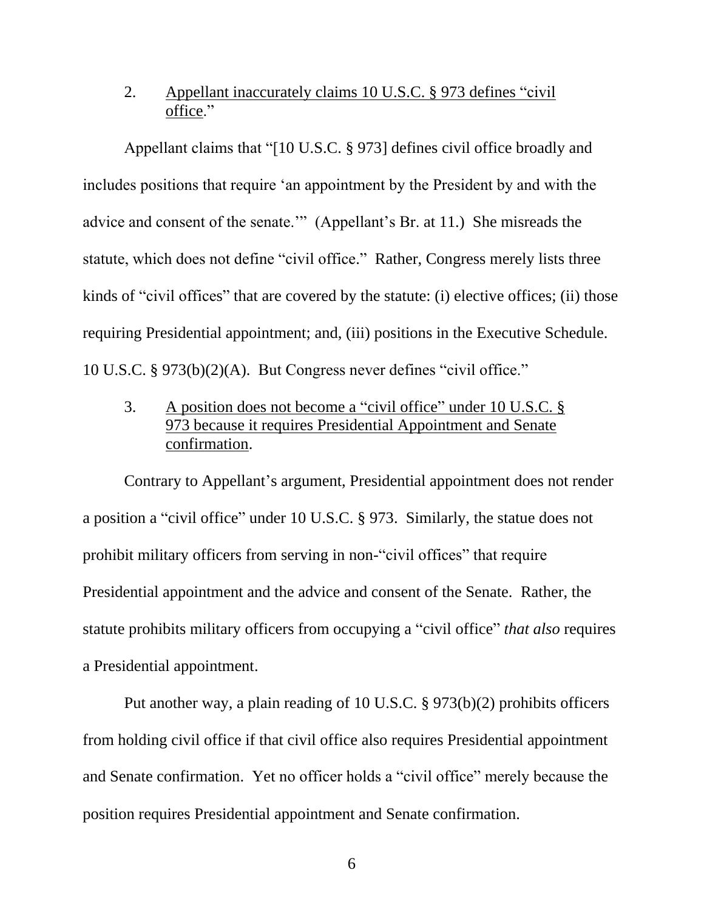2. Appellant inaccurately claims 10 U.S.C. § 973 defines "civil office."

Appellant claims that "[10 U.S.C. § 973] defines civil office broadly and includes positions that require 'an appointment by the President by and with the advice and consent of the senate.'" (Appellant's Br. at 11.) She misreads the statute, which does not define "civil office." Rather, Congress merely lists three kinds of "civil offices" that are covered by the statute: (i) elective offices; (ii) those requiring Presidential appointment; and, (iii) positions in the Executive Schedule. 10 U.S.C. § 973(b)(2)(A). But Congress never defines "civil office."

3. A position does not become a "civil office" under 10 U.S.C. § 973 because it requires Presidential Appointment and Senate confirmation.

Contrary to Appellant's argument, Presidential appointment does not render a position a "civil office" under 10 U.S.C. § 973. Similarly, the statue does not prohibit military officers from serving in non-"civil offices" that require Presidential appointment and the advice and consent of the Senate. Rather, the statute prohibits military officers from occupying a "civil office" *that also* requires a Presidential appointment.

Put another way, a plain reading of 10 U.S.C. § 973(b)(2) prohibits officers from holding civil office if that civil office also requires Presidential appointment and Senate confirmation. Yet no officer holds a "civil office" merely because the position requires Presidential appointment and Senate confirmation.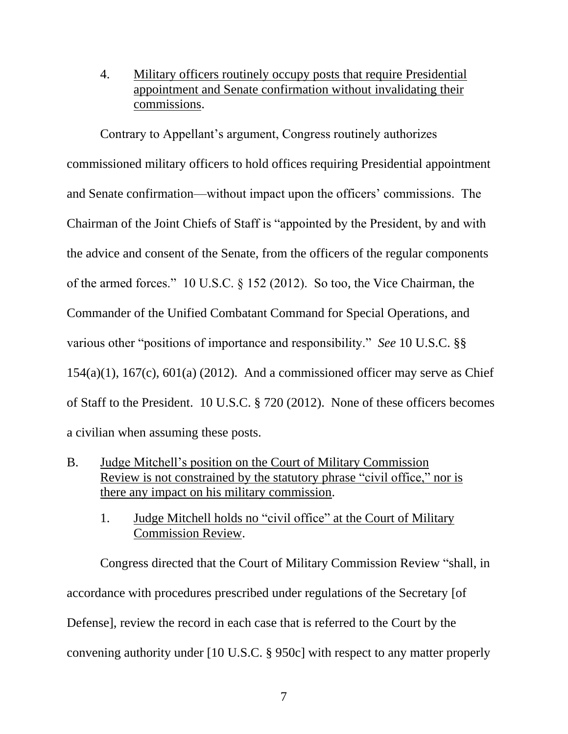4. Military officers routinely occupy posts that require Presidential appointment and Senate confirmation without invalidating their commissions.

Contrary to Appellant's argument, Congress routinely authorizes commissioned military officers to hold offices requiring Presidential appointment and Senate confirmation—without impact upon the officers' commissions. The Chairman of the Joint Chiefs of Staff is "appointed by the President, by and with the advice and consent of the Senate, from the officers of the regular components of the armed forces." 10 U.S.C. § 152 (2012). So too, the Vice Chairman, the Commander of the Unified Combatant Command for Special Operations, and various other "positions of importance and responsibility." *See* 10 U.S.C. §§ 154(a)(1), 167(c), 601(a) (2012). And a commissioned officer may serve as Chief of Staff to the President. 10 U.S.C. § 720 (2012). None of these officers becomes a civilian when assuming these posts.

B. Judge Mitchell's position on the Court of Military Commission Review is not constrained by the statutory phrase "civil office," nor is there any impact on his military commission.

1. Judge Mitchell holds no "civil office" at the Court of Military Commission Review.

Congress directed that the Court of Military Commission Review "shall, in accordance with procedures prescribed under regulations of the Secretary [of Defense], review the record in each case that is referred to the Court by the convening authority under [10 U.S.C. § 950c] with respect to any matter properly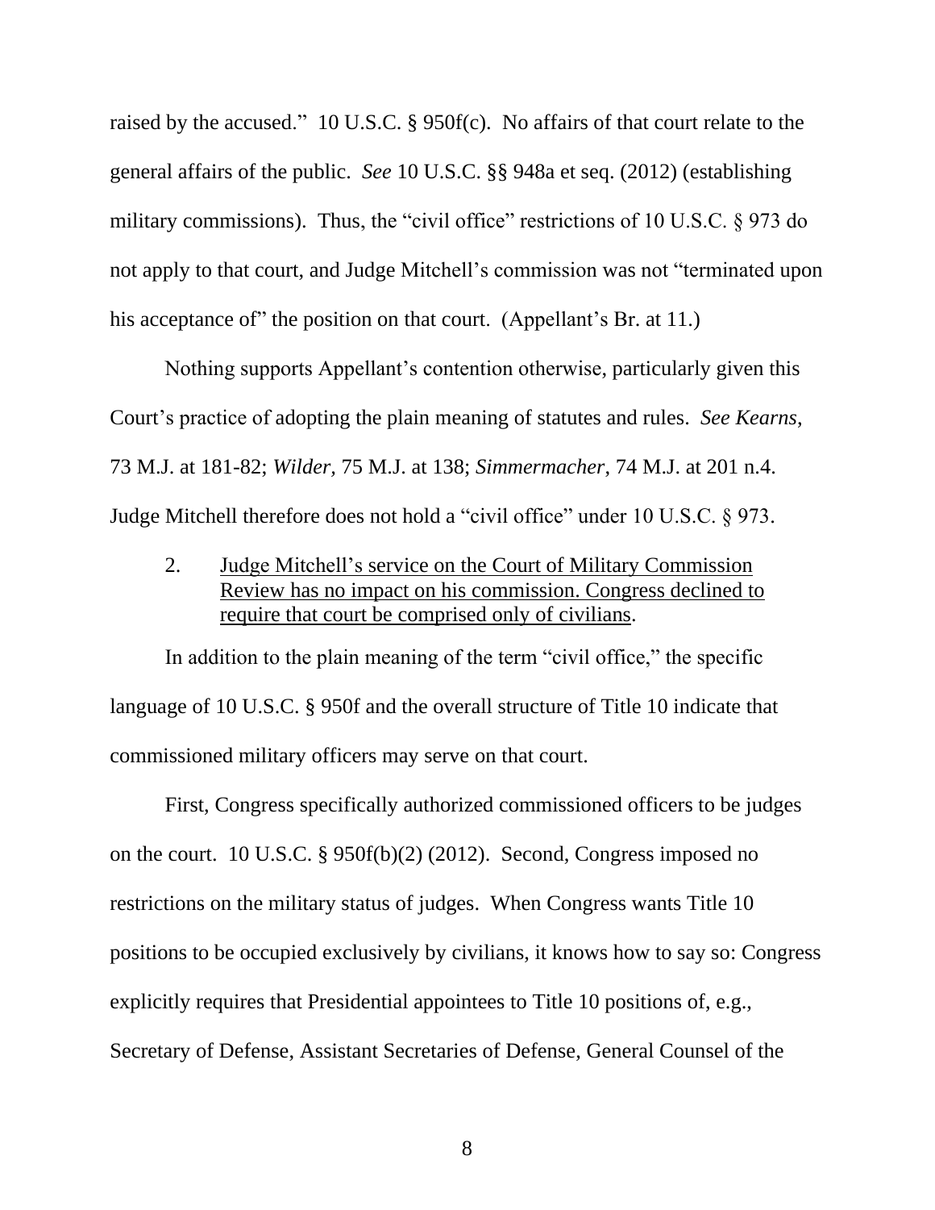raised by the accused." 10 U.S.C. § 950f(c). No affairs of that court relate to the general affairs of the public. *See* 10 U.S.C. §§ 948a et seq. (2012) (establishing military commissions). Thus, the "civil office" restrictions of 10 U.S.C. § 973 do not apply to that court, and Judge Mitchell's commission was not "terminated upon his acceptance of" the position on that court. (Appellant's Br. at 11.)

Nothing supports Appellant's contention otherwise, particularly given this Court's practice of adopting the plain meaning of statutes and rules. *See Kearns*, 73 M.J. at 181-82; *Wilder*, 75 M.J. at 138; *Simmermacher*, 74 M.J. at 201 n.4. Judge Mitchell therefore does not hold a "civil office" under 10 U.S.C. § 973.

2. Judge Mitchell's service on the Court of Military Commission Review has no impact on his commission. Congress declined to require that court be comprised only of civilians.

In addition to the plain meaning of the term "civil office," the specific language of 10 U.S.C. § 950f and the overall structure of Title 10 indicate that commissioned military officers may serve on that court.

First, Congress specifically authorized commissioned officers to be judges on the court. 10 U.S.C. § 950f(b)(2) (2012). Second, Congress imposed no restrictions on the military status of judges. When Congress wants Title 10 positions to be occupied exclusively by civilians, it knows how to say so: Congress explicitly requires that Presidential appointees to Title 10 positions of, e.g., Secretary of Defense, Assistant Secretaries of Defense, General Counsel of the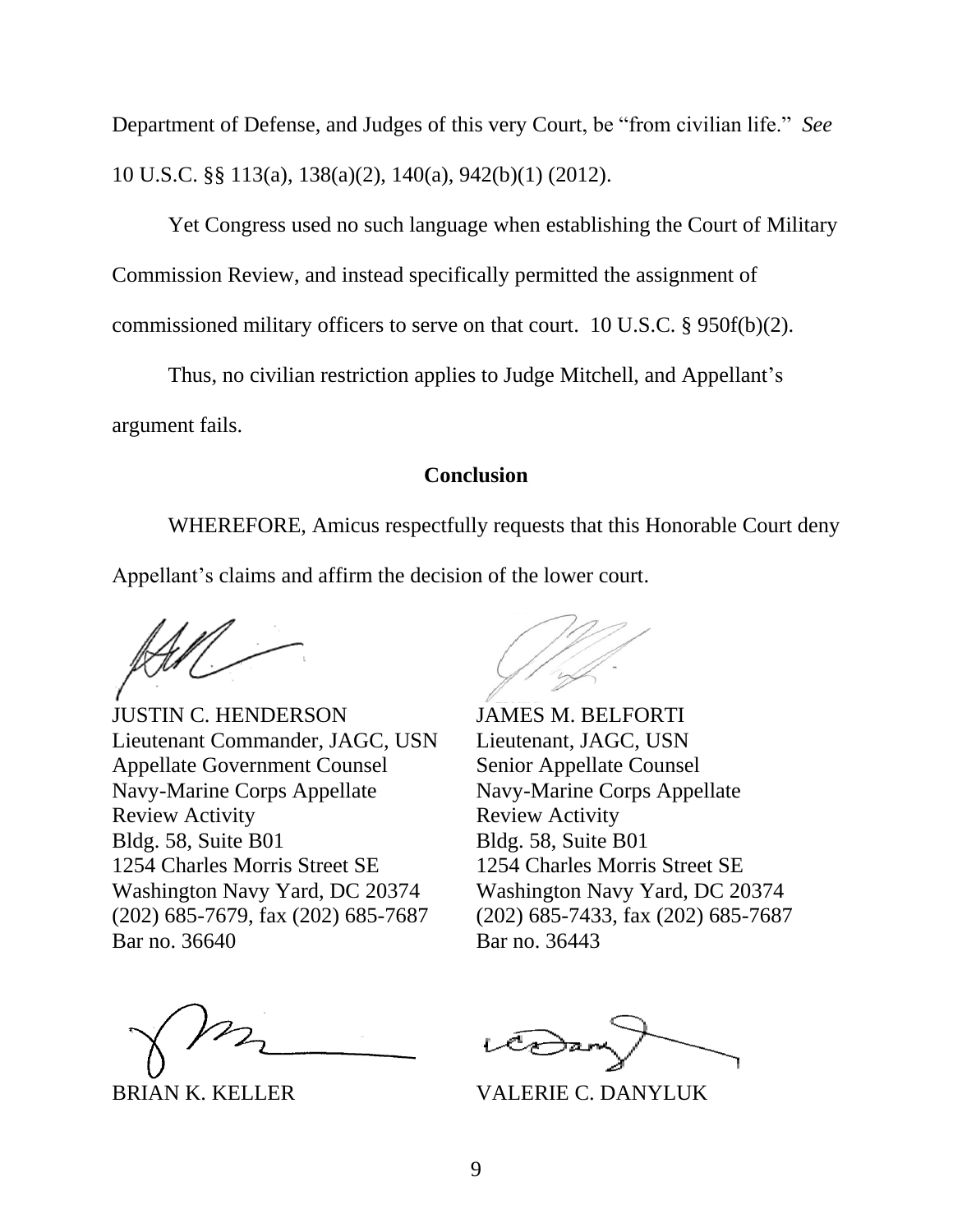Department of Defense, and Judges of this very Court, be "from civilian life." *See* 10 U.S.C. §§ 113(a), 138(a)(2), 140(a), 942(b)(1) (2012).

Yet Congress used no such language when establishing the Court of Military Commission Review, and instead specifically permitted the assignment of commissioned military officers to serve on that court. 10 U.S.C. § 950f(b)(2).

Thus, no civilian restriction applies to Judge Mitchell, and Appellant's argument fails.

**Conclusion**

WHEREFORE, Amicus respectfully requests that this Honorable Court deny Appellant's claims and affirm the decision of the lower court.

JUSTIN C. HENDERSON
Lieutenant Commander, JAGC, USN
Appellate Government Counsel
Navy-Marine Corps Appellate
Review Activity
Bldg. 58, Suite B01
1254 Charles Morris Street SE
Washington Navy Yard, DC 20374
(202) 685-7679, fax (202) 685-7687
Bar no. 36640

JAMES M. BELFORTI
Lieutenant, JAGC, USN
Senior Appellate Counsel
Navy-Marine Corps Appellate
Review Activity
Bldg. 58, Suite B01
1254 Charles Morris Street SE
Washington Navy Yard, DC 20374
(202) 685-7433, fax (202) 685-7687
Bar no. 36443

BRIAN K. KELLER

VALERIE C. DANYLUK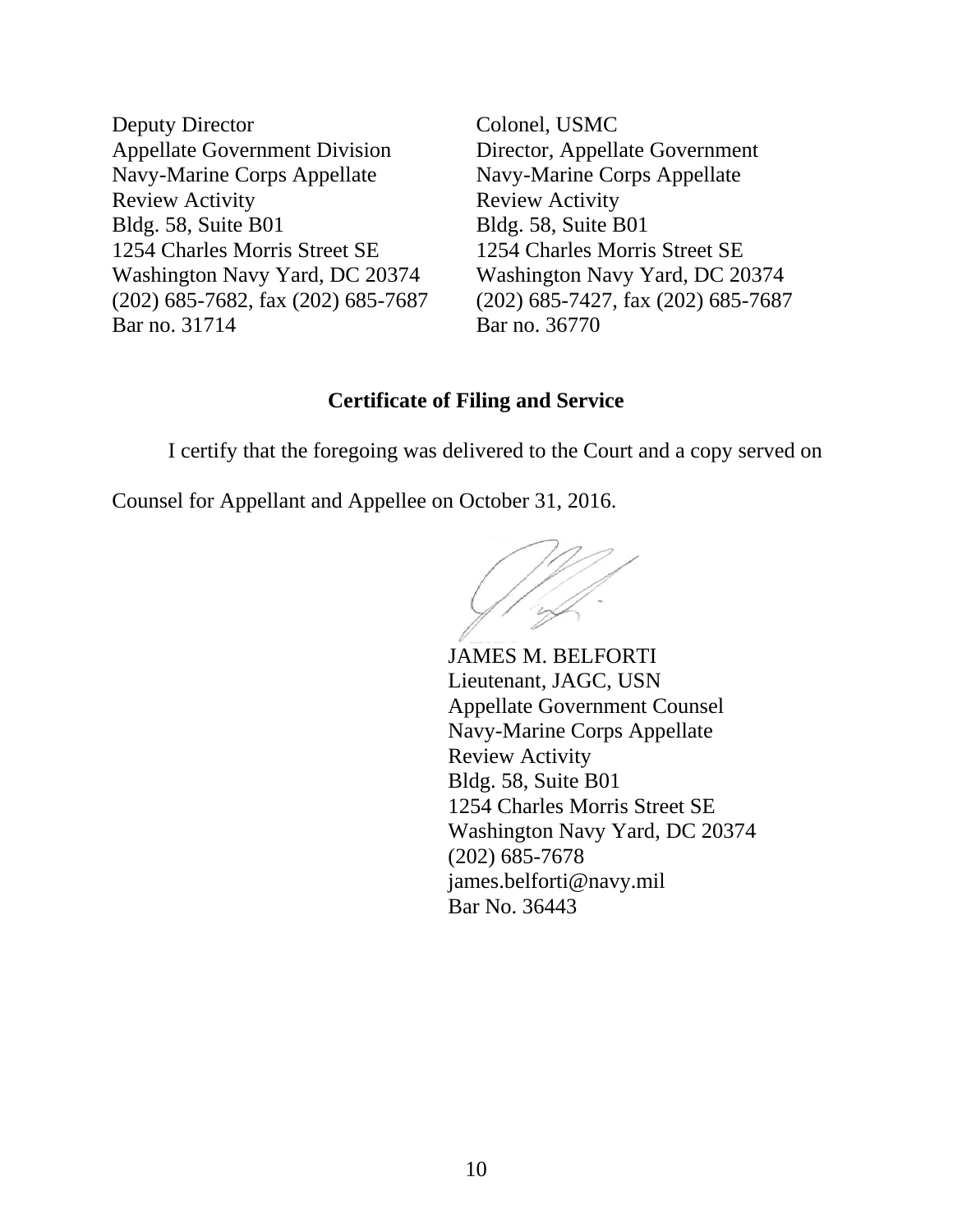Deputy Director
Appellate Government Division
Navy-Marine Corps Appellate
Review Activity
Bldg. 58, Suite B01
1254 Charles Morris Street SE
Washington Navy Yard, DC 20374
(202) 685-7682, fax (202) 685-7687
Bar no. 31714

Colonel, USMC
Director, Appellate Government
Navy-Marine Corps Appellate
Review Activity
Bldg. 58, Suite B01
1254 Charles Morris Street SE
Washington Navy Yard, DC 20374
(202) 685-7427, fax (202) 685-7687
Bar no. 36770

**Certificate of Filing and Service**

I certify that the foregoing was delivered to the Court and a copy served on Counsel for Appellant and Appellee on October 31, 2016.

JAMES M. BELFORTI
Lieutenant, JAGC, USN
Appellate Government Counsel
Navy-Marine Corps Appellate
Review Activity
Bldg. 58, Suite B01
1254 Charles Morris Street SE
Washington Navy Yard, DC 20374
(202) 685-7678
james.belforti@navy.mil
Bar No. 36443